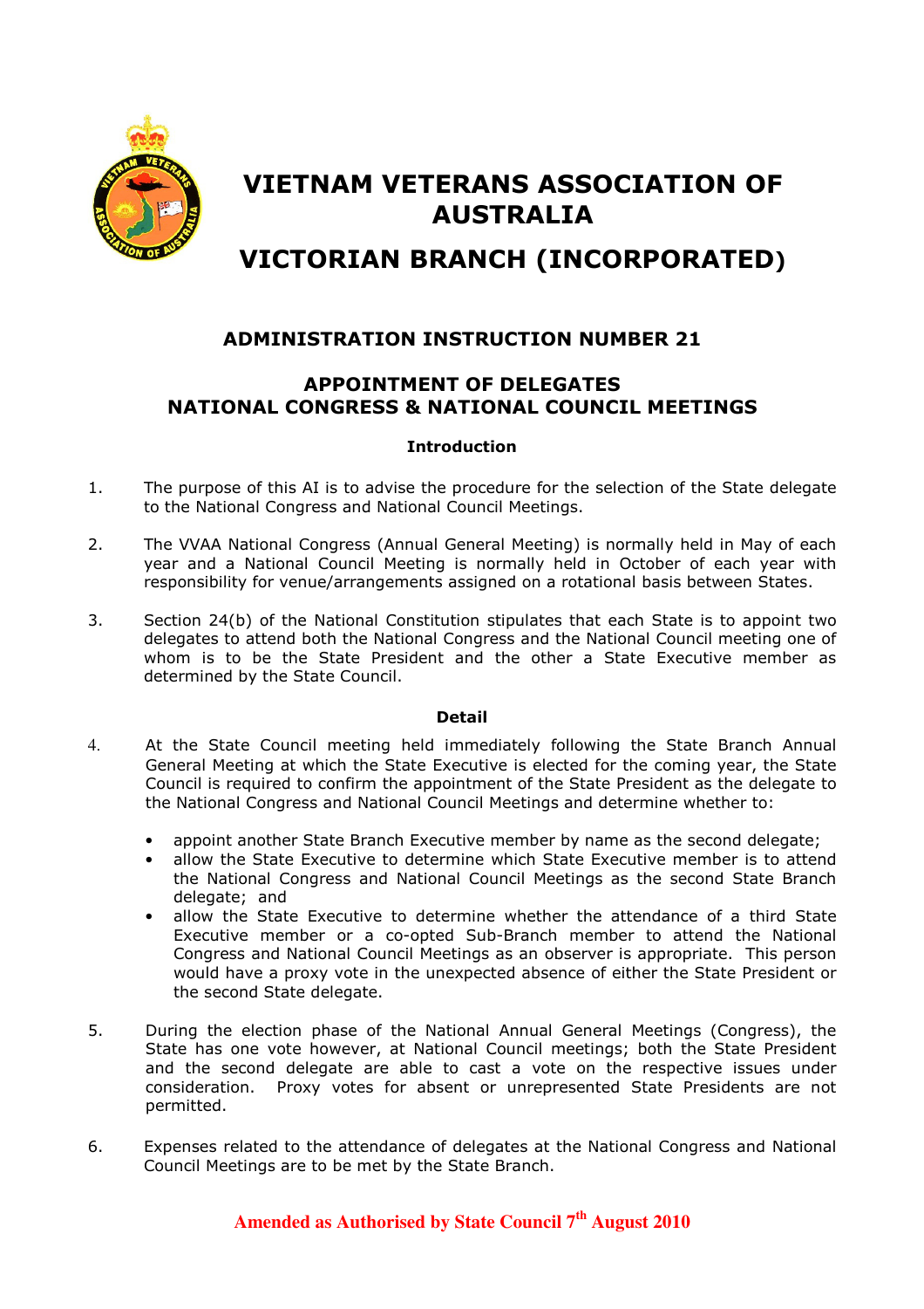# VIETNAM VETERANS ASSOCIATION OF AUSTRALIA

# VICTORIAN BRANCH (INCORPORATED)

## ADMINISTRATION INSTRUCTION NUMBER 21

## APPOINTMENT OF DELEGATES
## NATIONAL CONGRESS & NATIONAL COUNCIL MEETINGS

### Introduction

1. The purpose of this AI is to advise the procedure for the selection of the State delegate to the National Congress and National Council Meetings.

2. The VVAA National Congress (Annual General Meeting) is normally held in May of each year and a National Council Meeting is normally held in October of each year with responsibility for venue/arrangements assigned on a rotational basis between States.

3. Section 24(b) of the National Constitution stipulates that each State is to appoint two delegates to attend both the National Congress and the National Council meeting one of whom is to be the State President and the other a State Executive member as determined by the State Council.

### Detail

4. At the State Council meeting held immediately following the State Branch Annual General Meeting at which the State Executive is elected for the coming year, the State Council is required to confirm the appointment of the State President as the delegate to the National Congress and National Council Meetings and determine whether to:

   - appoint another State Branch Executive member by name as the second delegate;
   - allow the State Executive to determine which State Executive member is to attend the National Congress and National Council Meetings as the second State Branch delegate; and
   - allow the State Executive to determine whether the attendance of a third State Executive member or a co-opted Sub-Branch member to attend the National Congress and National Council Meetings as an observer is appropriate. This person would have a proxy vote in the unexpected absence of either the State President or the second State delegate.

5. During the election phase of the National Annual General Meetings (Congress), the State has one vote however, at National Council meetings; both the State President and the second delegate are able to cast a vote on the respective issues under consideration. Proxy votes for absent or unrepresented State Presidents are not permitted.

6. Expenses related to the attendance of delegates at the National Congress and National Council Meetings are to be met by the State Branch.

**Amended as Authorised by State Council 7th August 2010**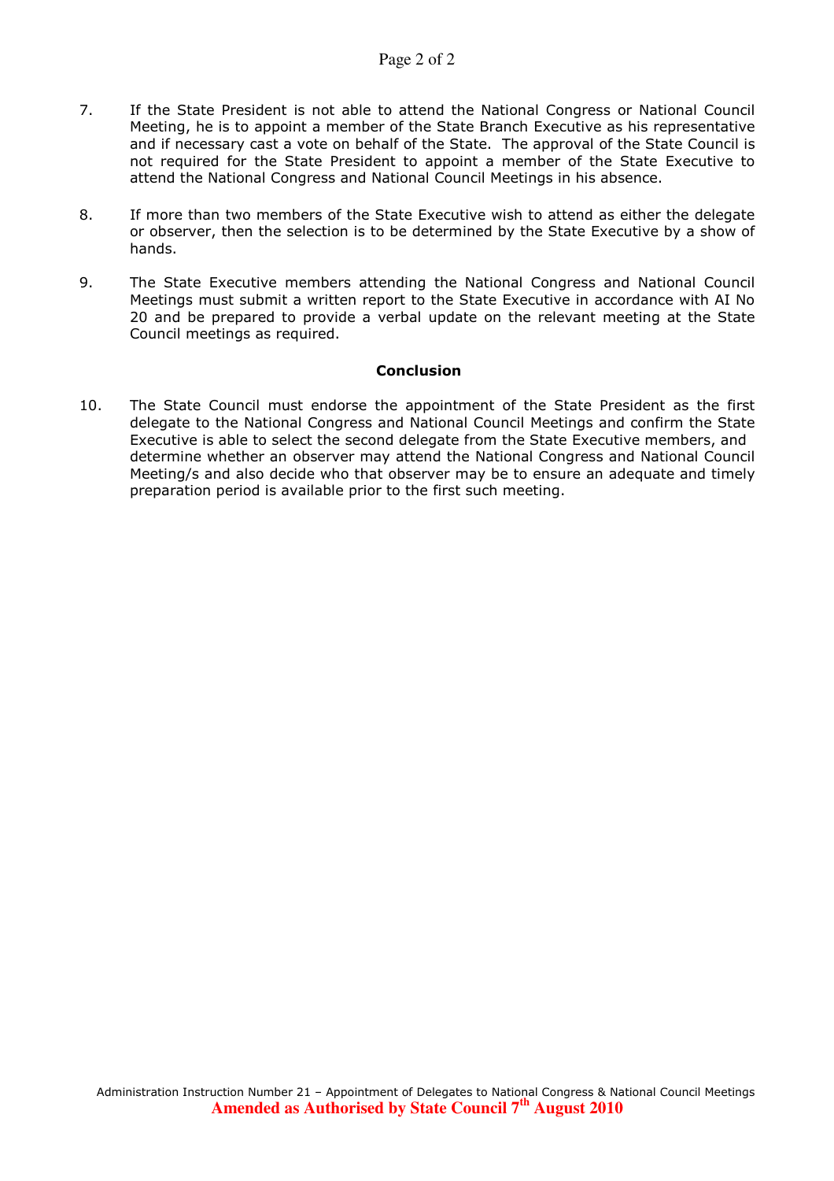7. If the State President is not able to attend the National Congress or National Council Meeting, he is to appoint a member of the State Branch Executive as his representative and if necessary cast a vote on behalf of the State. The approval of the State Council is not required for the State President to appoint a member of the State Executive to attend the National Congress and National Council Meetings in his absence.

8. If more than two members of the State Executive wish to attend as either the delegate or observer, then the selection is to be determined by the State Executive by a show of hands.

9. The State Executive members attending the National Congress and National Council Meetings must submit a written report to the State Executive in accordance with AI No 20 and be prepared to provide a verbal update on the relevant meeting at the State Council meetings as required.

## Conclusion

10. The State Council must endorse the appointment of the State President as the first delegate to the National Congress and National Council Meetings and confirm the State Executive is able to select the second delegate from the State Executive members, and determine whether an observer may attend the National Congress and National Council Meeting/s and also decide who that observer may be to ensure an adequate and timely preparation period is available prior to the first such meeting.